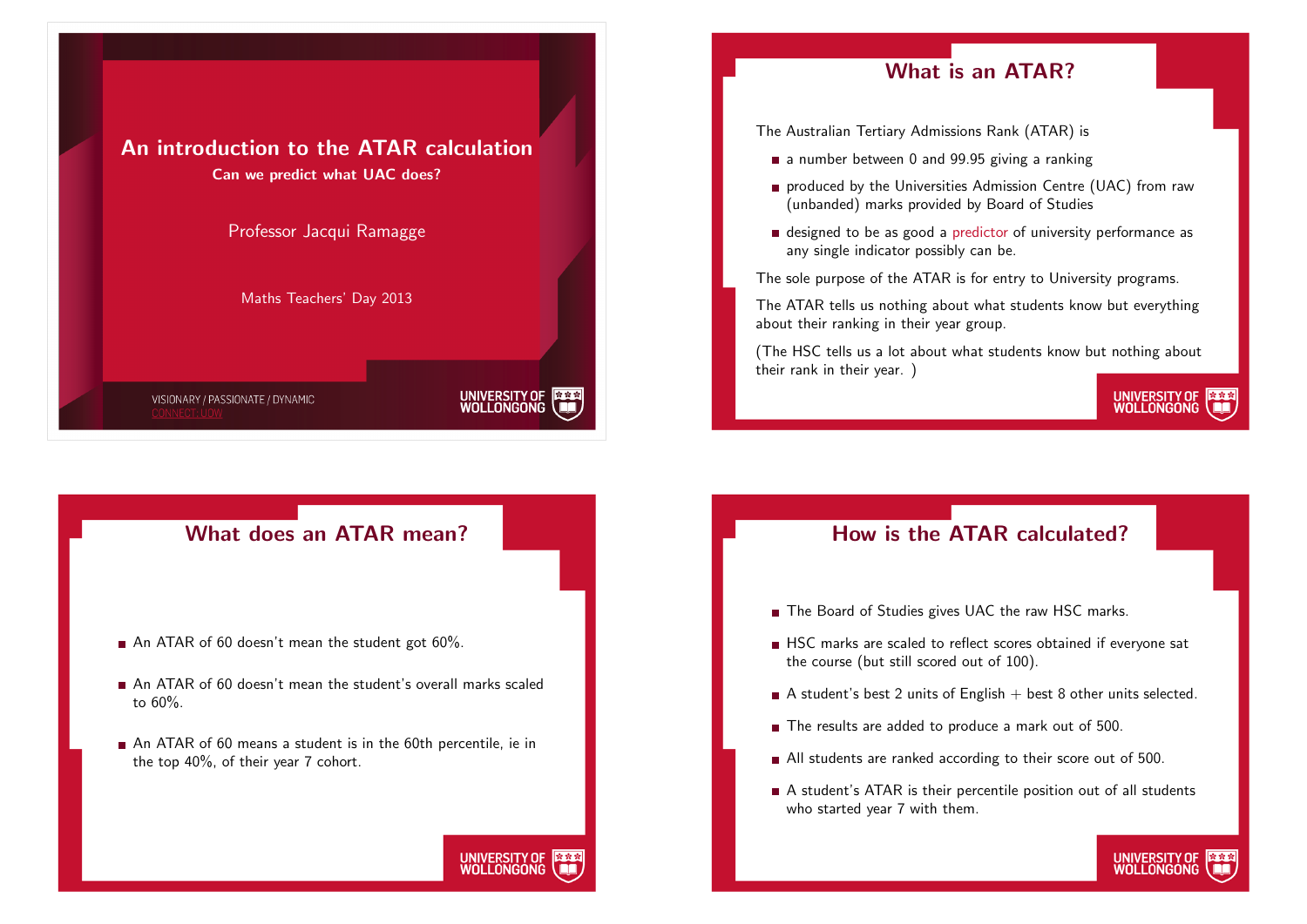# An introduction to the ATAR calculation

**Can we predict what UAC does?**

Professor Jacqui Ramagge

Maths Teachers' Day 2013

VISIONARY / PASSIONATE / DYNAMIC
CONNECT: UOW

UNIVERSITY OF WOLLONGONG

## What is an ATAR?

The Australian Tertiary Admissions Rank (ATAR) is

- a number between 0 and 99.95 giving a ranking
- produced by the Universities Admission Centre (UAC) from raw (unbanded) marks provided by Board of Studies
- designed to be as good a predictor of university performance as any single indicator possibly can be.

The sole purpose of the ATAR is for entry to University programs.

The ATAR tells us nothing about what students know but everything about their ranking in their year group.

(The HSC tells us a lot about what students know but nothing about their rank in their year. )

## What does an ATAR mean?

- An ATAR of 60 doesn't mean the student got 60%.
- An ATAR of 60 doesn't mean the student's overall marks scaled to 60%.
- An ATAR of 60 means a student is in the 60th percentile, ie in the top 40%, of their year 7 cohort.

## How is the ATAR calculated?

- The Board of Studies gives UAC the raw HSC marks.
- HSC marks are scaled to reflect scores obtained if everyone sat the course (but still scored out of 100).
- A student's best 2 units of English + best 8 other units selected.
- The results are added to produce a mark out of 500.
- All students are ranked according to their score out of 500.
- A student's ATAR is their percentile position out of all students who started year 7 with them.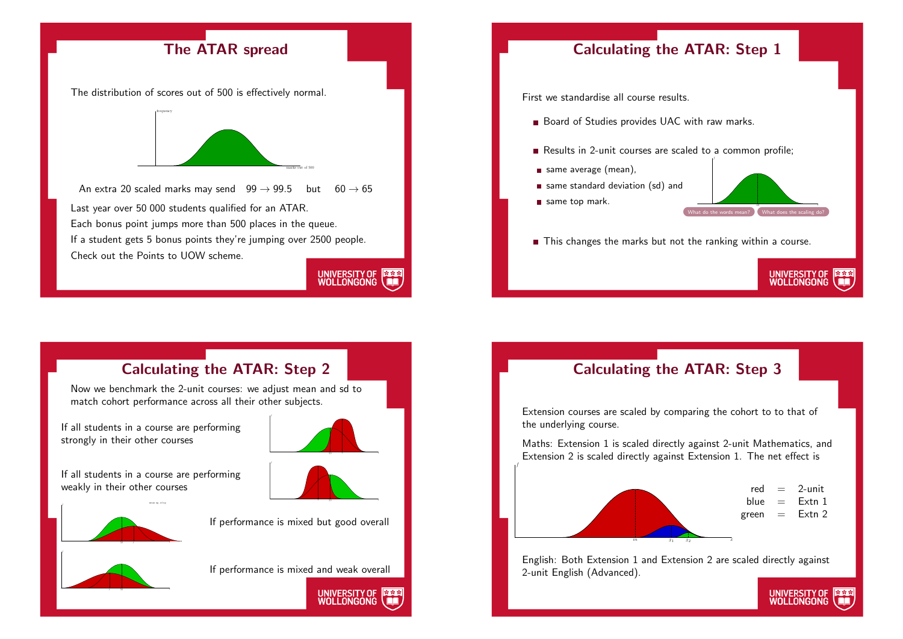## The ATAR spread

The distribution of scores out of 500 is effectively normal.

An extra 20 scaled marks may send $99 \rightarrow 99.5$ but $60 \rightarrow 65$

Last year over 50 000 students qualified for an ATAR.

Each bonus point jumps more than 500 places in the queue.

If a student gets 5 bonus points they're jumping over 2500 people.

Check out the Points to UOW scheme.

## Calculating the ATAR: Step 1

First we standardise all course results.

- Board of Studies provides UAC with raw marks.
- Results in 2-unit courses are scaled to a common profile;
  - same average (mean),
  - same standard deviation (sd) and
  - same top mark.
- This changes the marks but not the ranking within a course.

What do the words mean? What does the scaling do?

## Calculating the ATAR: Step 2

Now we benchmark the 2-unit courses: we adjust mean and sd to match cohort performance across all their other subjects.

If all students in a course are performing strongly in their other courses

If all students in a course are performing weakly in their other courses

If performance is mixed but good overall

If performance is mixed and weak overall

## Calculating the ATAR: Step 3

Extension courses are scaled by comparing the cohort to to that of the underlying course.

Maths: Extension 1 is scaled directly against 2-unit Mathematics, and Extension 2 is scaled directly against Extension 1. The net effect is

| | | |
|---|---|---|
| red | = | 2-unit |
| blue | = | Extn 1 |
| green | = | Extn 2 |

English: Both Extension 1 and Extension 2 are scaled directly against 2-unit English (Advanced).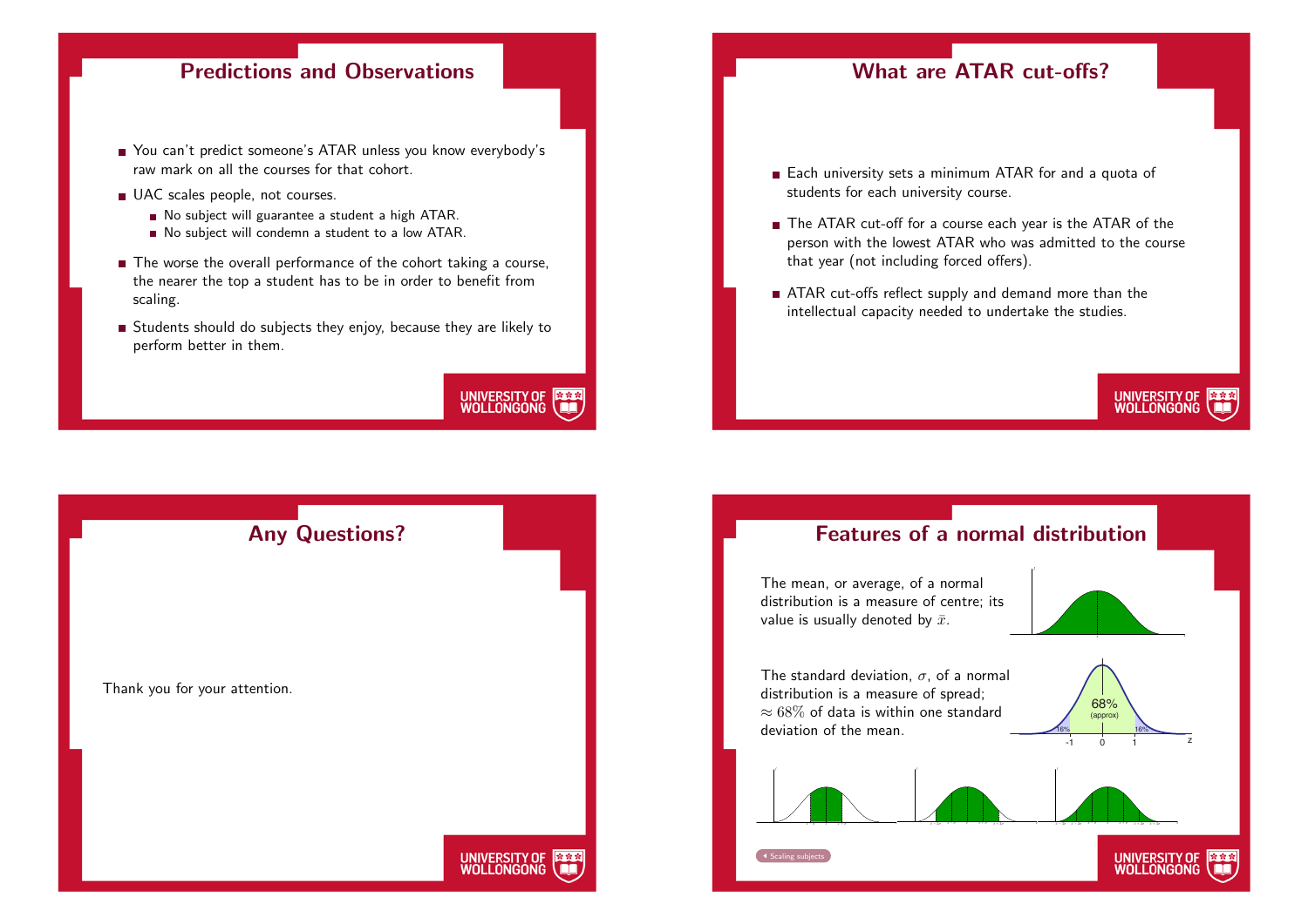## Predictions and Observations

- You can't predict someone's ATAR unless you know everybody's raw mark on all the courses for that cohort.
- UAC scales people, not courses.
  - No subject will guarantee a student a high ATAR.
  - No subject will condemn a student to a low ATAR.
- The worse the overall performance of the cohort taking a course, the nearer the top a student has to be in order to benefit from scaling.
- Students should do subjects they enjoy, because they are likely to perform better in them.

## What are ATAR cut-offs?

- Each university sets a minimum ATAR for and a quota of students for each university course.
- The ATAR cut-off for a course each year is the ATAR of the person with the lowest ATAR who was admitted to the course that year (not including forced offers).
- ATAR cut-offs reflect supply and demand more than the intellectual capacity needed to undertake the studies.

## Any Questions?

Thank you for your attention.

## Features of a normal distribution

The mean, or average, of a normal distribution is a measure of centre; its value is usually denoted by $\bar{x}$.

The standard deviation, $\sigma$, of a normal distribution is a measure of spread; $\approx 68\%$ of data is within one standard deviation of the mean.

Scaling subjects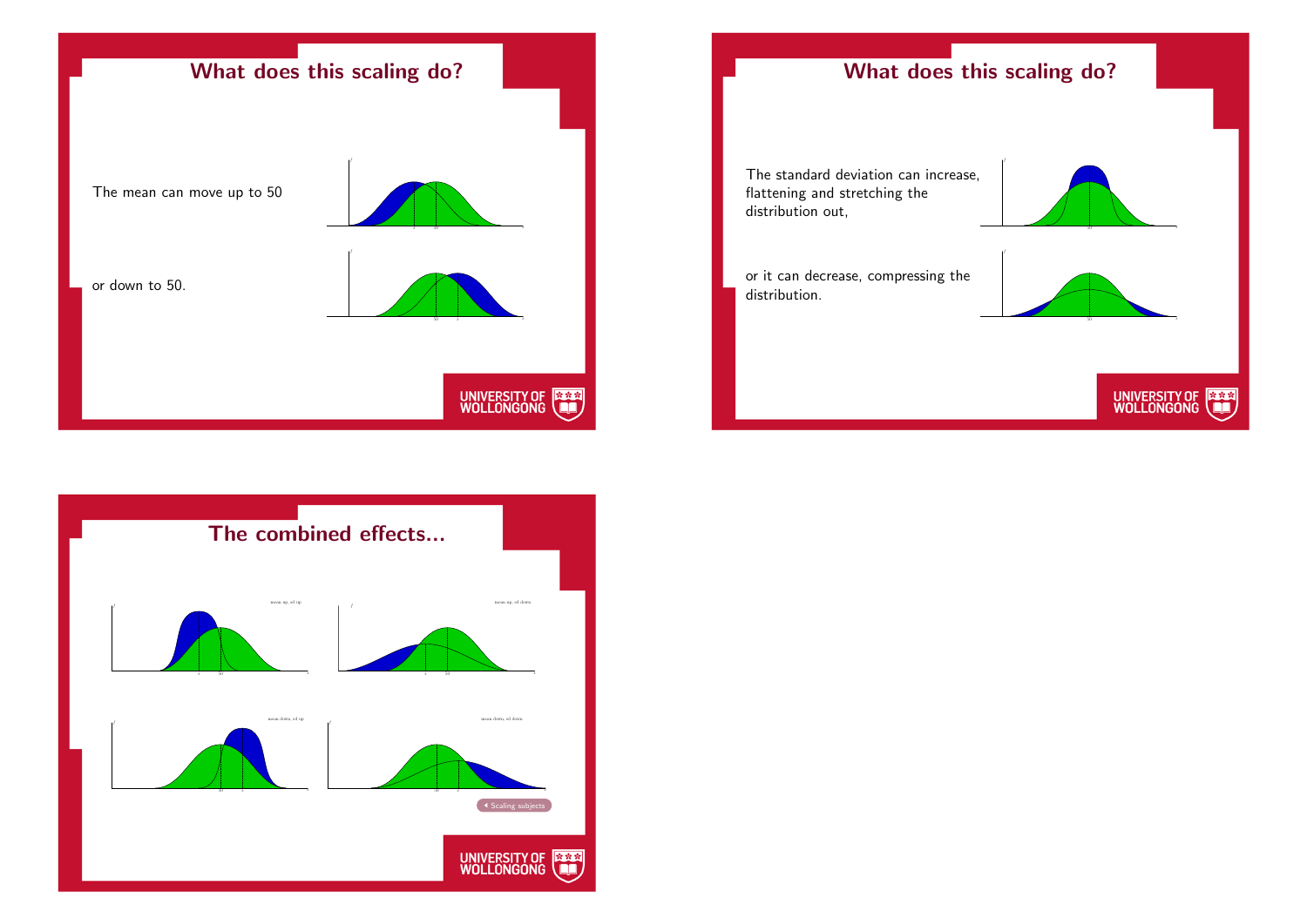## What does this scaling do?

The mean can move up to 50

or down to 50.

## What does this scaling do?

The standard deviation can increase, flattening and stretching the distribution out,

or it can decrease, compressing the distribution.

## The combined effects...

mean up, sd up

mean up, sd down

mean down, sd up

mean down, sd down

Scaling subjects